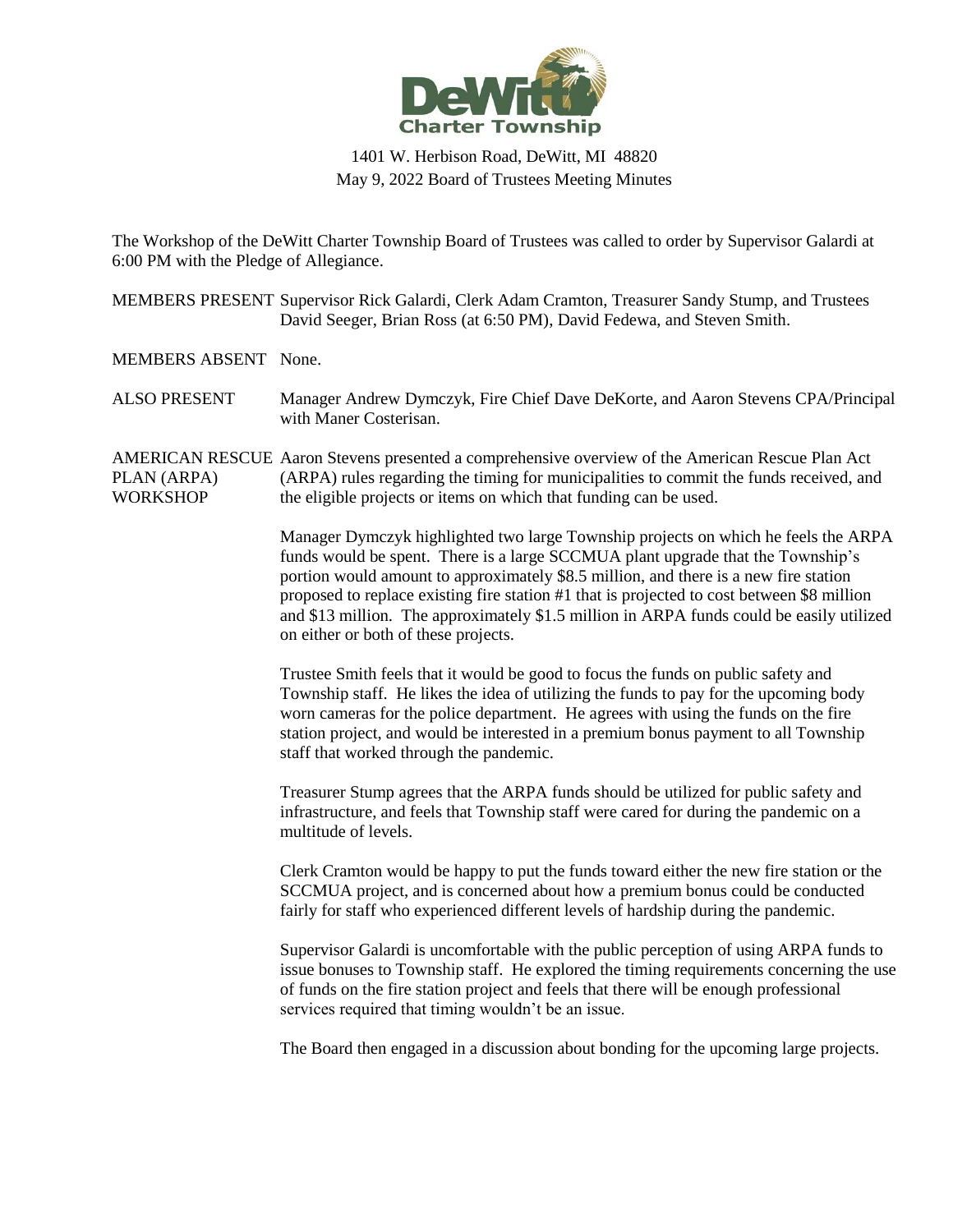DeWitt Charter Township

1401 W. Herbison Road, DeWitt, MI 48820
May 9, 2022 Board of Trustees Meeting Minutes

The Workshop of the DeWitt Charter Township Board of Trustees was called to order by Supervisor Galardi at 6:00 PM with the Pledge of Allegiance.

**MEMBERS PRESENT** Supervisor Rick Galardi, Clerk Adam Cramton, Treasurer Sandy Stump, and Trustees David Seeger, Brian Ross (at 6:50 PM), David Fedewa, and Steven Smith.

**MEMBERS ABSENT** None.

**ALSO PRESENT** Manager Andrew Dymczyk, Fire Chief Dave DeKorte, and Aaron Stevens CPA/Principal with Maner Costerisan.

**AMERICAN RESCUE PLAN (ARPA) WORKSHOP** Aaron Stevens presented a comprehensive overview of the American Rescue Plan Act (ARPA) rules regarding the timing for municipalities to commit the funds received, and the eligible projects or items on which that funding can be used.

Manager Dymczyk highlighted two large Township projects on which he feels the ARPA funds would be spent. There is a large SCCMUA plant upgrade that the Township's portion would amount to approximately $8.5 million, and there is a new fire station proposed to replace existing fire station #1 that is projected to cost between $8 million and $13 million. The approximately $1.5 million in ARPA funds could be easily utilized on either or both of these projects.

Trustee Smith feels that it would be good to focus the funds on public safety and Township staff. He likes the idea of utilizing the funds to pay for the upcoming body worn cameras for the police department. He agrees with using the funds on the fire station project, and would be interested in a premium bonus payment to all Township staff that worked through the pandemic.

Treasurer Stump agrees that the ARPA funds should be utilized for public safety and infrastructure, and feels that Township staff were cared for during the pandemic on a multitude of levels.

Clerk Cramton would be happy to put the funds toward either the new fire station or the SCCMUA project, and is concerned about how a premium bonus could be conducted fairly for staff who experienced different levels of hardship during the pandemic.

Supervisor Galardi is uncomfortable with the public perception of using ARPA funds to issue bonuses to Township staff. He explored the timing requirements concerning the use of funds on the fire station project and feels that there will be enough professional services required that timing wouldn't be an issue.

The Board then engaged in a discussion about bonding for the upcoming large projects.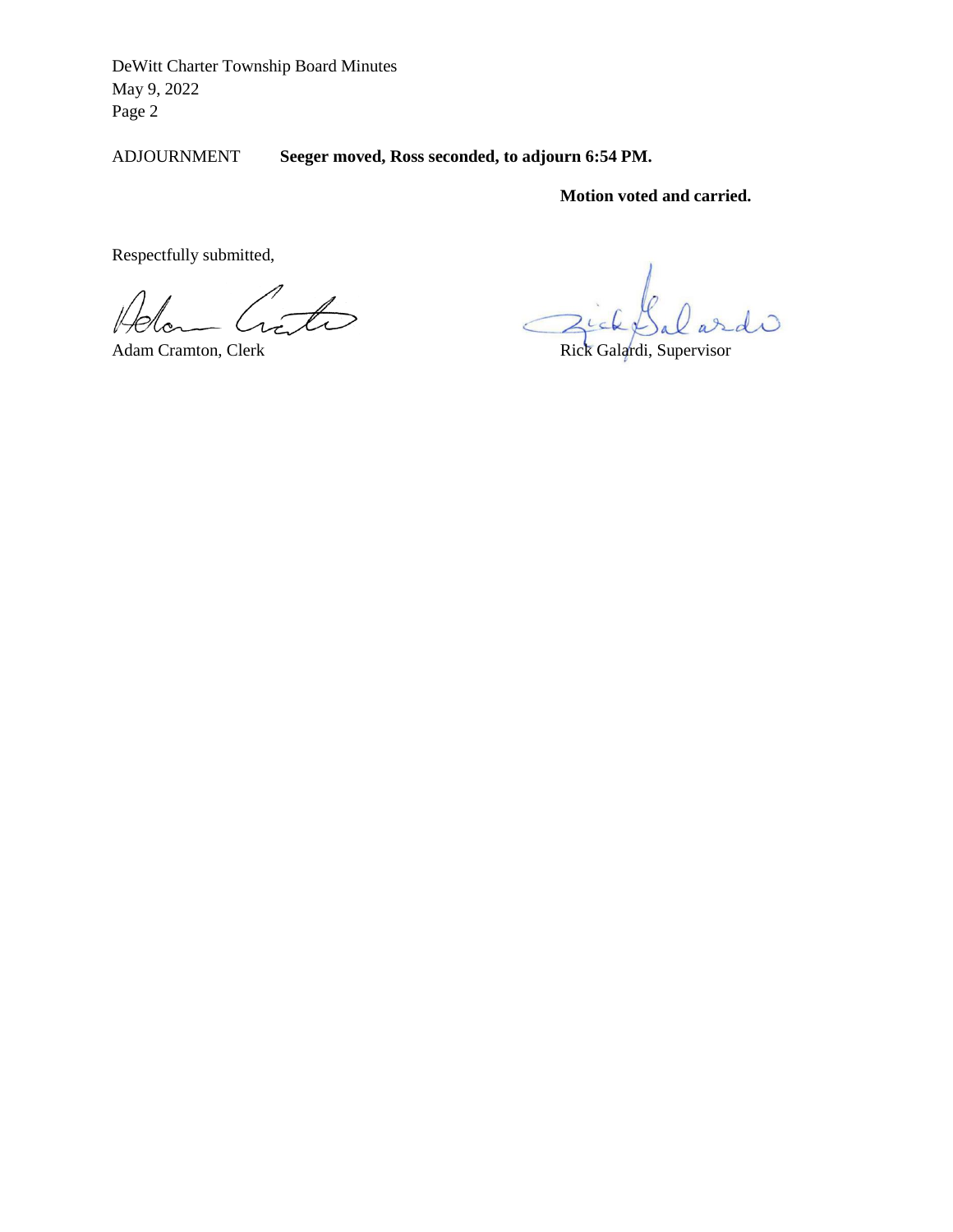ADJOURNMENT **Seeger moved, Ross seconded, to adjourn 6:54 PM.**

**Motion voted and carried.**

Respectfully submitted,

Adam Cramton, Clerk

Rick Galardi, Supervisor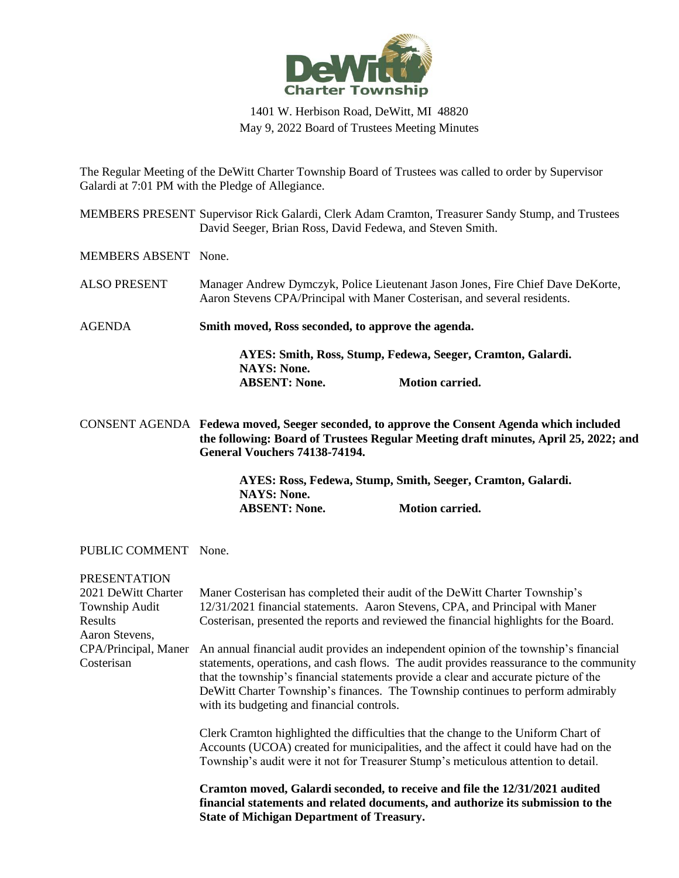DeWitt Charter Township

1401 W. Herbison Road, DeWitt, MI 48820
May 9, 2022 Board of Trustees Meeting Minutes

The Regular Meeting of the DeWitt Charter Township Board of Trustees was called to order by Supervisor Galardi at 7:01 PM with the Pledge of Allegiance.

MEMBERS PRESENT Supervisor Rick Galardi, Clerk Adam Cramton, Treasurer Sandy Stump, and Trustees David Seeger, Brian Ross, David Fedewa, and Steven Smith.

MEMBERS ABSENT None.

ALSO PRESENT Manager Andrew Dymczyk, Police Lieutenant Jason Jones, Fire Chief Dave DeKorte, Aaron Stevens CPA/Principal with Maner Costerisan, and several residents.

AGENDA **Smith moved, Ross seconded, to approve the agenda.**

**AYES: Smith, Ross, Stump, Fedewa, Seeger, Cramton, Galardi.**
**NAYS: None.**
**ABSENT: None. Motion carried.**

CONSENT AGENDA **Fedewa moved, Seeger seconded, to approve the Consent Agenda which included the following: Board of Trustees Regular Meeting draft minutes, April 25, 2022; and General Vouchers 74138-74194.**

**AYES: Ross, Fedewa, Stump, Smith, Seeger, Cramton, Galardi.**
**NAYS: None.**
**ABSENT: None. Motion carried.**

PUBLIC COMMENT None.

PRESENTATION
2021 DeWitt Charter Township Audit Results
Aaron Stevens, CPA/Principal, Maner Costerisan

Maner Costerisan has completed their audit of the DeWitt Charter Township's 12/31/2021 financial statements. Aaron Stevens, CPA, and Principal with Maner Costerisan, presented the reports and reviewed the financial highlights for the Board.

An annual financial audit provides an independent opinion of the township's financial statements, operations, and cash flows. The audit provides reassurance to the community that the township's financial statements provide a clear and accurate picture of the DeWitt Charter Township's finances. The Township continues to perform admirably with its budgeting and financial controls.

Clerk Cramton highlighted the difficulties that the change to the Uniform Chart of Accounts (UCOA) created for municipalities, and the affect it could have had on the Township's audit were it not for Treasurer Stump's meticulous attention to detail.

**Cramton moved, Galardi seconded, to receive and file the 12/31/2021 audited financial statements and related documents, and authorize its submission to the State of Michigan Department of Treasury.**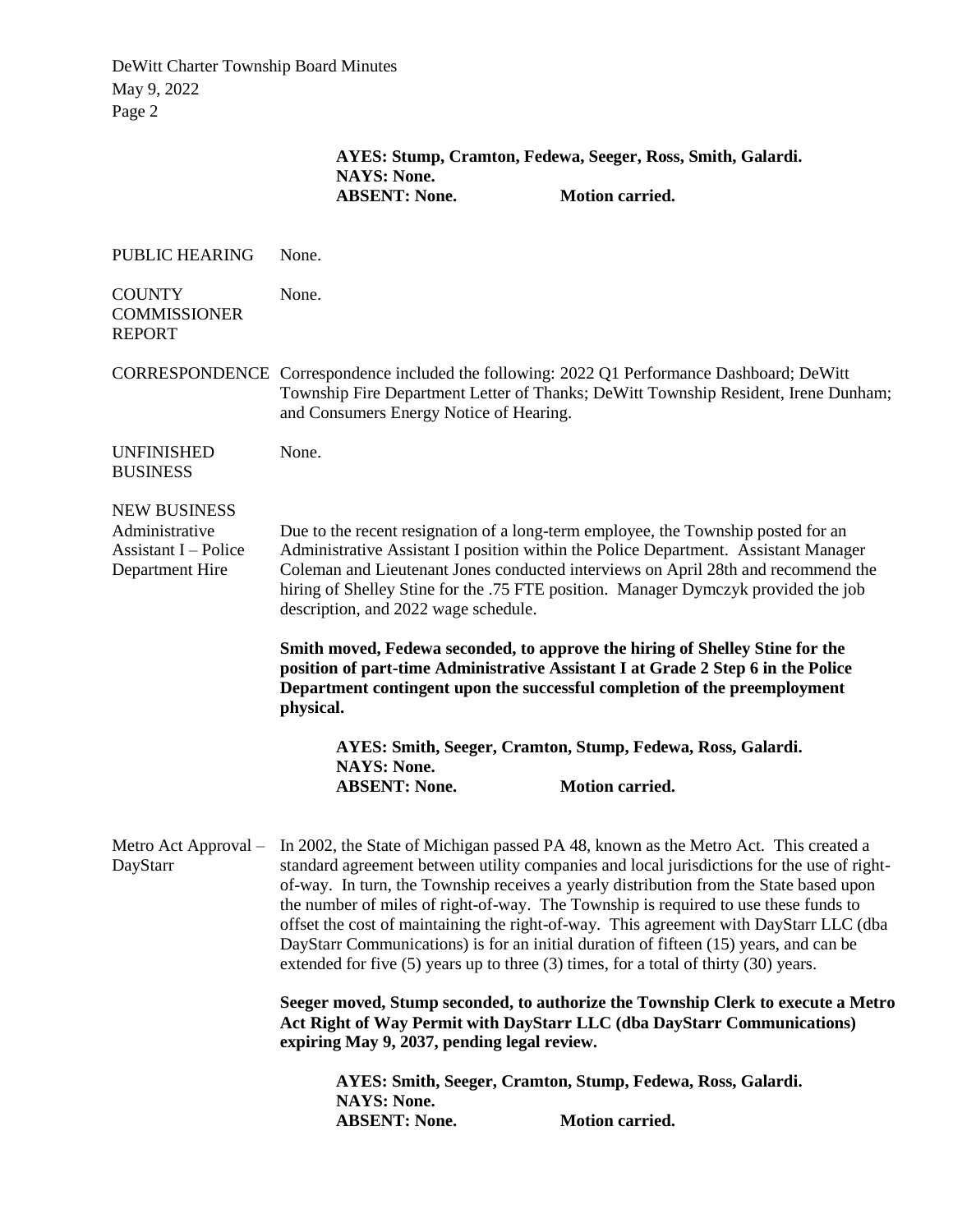**AYES: Stump, Cramton, Fedewa, Seeger, Ross, Smith, Galardi.**
**NAYS: None.**
**ABSENT: None. Motion carried.**

PUBLIC HEARING None.

COUNTY COMMISSIONER REPORT None.

CORRESPONDENCE Correspondence included the following: 2022 Q1 Performance Dashboard; DeWitt Township Fire Department Letter of Thanks; DeWitt Township Resident, Irene Dunham; and Consumers Energy Notice of Hearing.

UNFINISHED BUSINESS None.

NEW BUSINESS

Administrative Assistant I – Police Department Hire

Due to the recent resignation of a long-term employee, the Township posted for an Administrative Assistant I position within the Police Department. Assistant Manager Coleman and Lieutenant Jones conducted interviews on April 28th and recommend the hiring of Shelley Stine for the .75 FTE position. Manager Dymczyk provided the job description, and 2022 wage schedule.

**Smith moved, Fedewa seconded, to approve the hiring of Shelley Stine for the position of part-time Administrative Assistant I at Grade 2 Step 6 in the Police Department contingent upon the successful completion of the preemployment physical.**

**AYES: Smith, Seeger, Cramton, Stump, Fedewa, Ross, Galardi.**
**NAYS: None.**
**ABSENT: None. Motion carried.**

Metro Act Approval – DayStarr

In 2002, the State of Michigan passed PA 48, known as the Metro Act. This created a standard agreement between utility companies and local jurisdictions for the use of right-of-way. In turn, the Township receives a yearly distribution from the State based upon the number of miles of right-of-way. The Township is required to use these funds to offset the cost of maintaining the right-of-way. This agreement with DayStarr LLC (dba DayStarr Communications) is for an initial duration of fifteen (15) years, and can be extended for five (5) years up to three (3) times, for a total of thirty (30) years.

**Seeger moved, Stump seconded, to authorize the Township Clerk to execute a Metro Act Right of Way Permit with DayStarr LLC (dba DayStarr Communications) expiring May 9, 2037, pending legal review.**

**AYES: Smith, Seeger, Cramton, Stump, Fedewa, Ross, Galardi.**
**NAYS: None.**
**ABSENT: None. Motion carried.**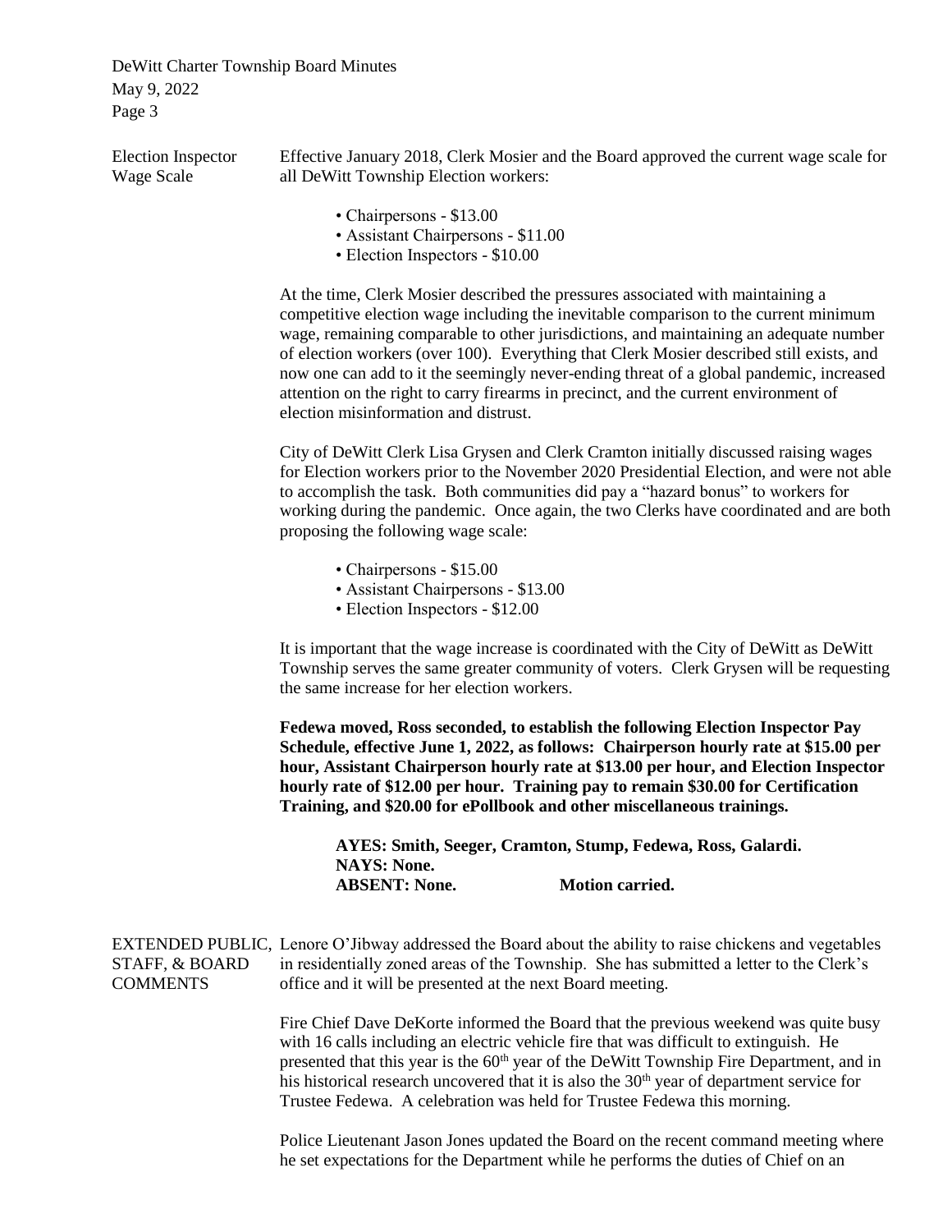**Election Inspector Wage Scale**

Effective January 2018, Clerk Mosier and the Board approved the current wage scale for all DeWitt Township Election workers:

- Chairpersons - $13.00
- Assistant Chairpersons - $11.00
- Election Inspectors - $10.00

At the time, Clerk Mosier described the pressures associated with maintaining a competitive election wage including the inevitable comparison to the current minimum wage, remaining comparable to other jurisdictions, and maintaining an adequate number of election workers (over 100). Everything that Clerk Mosier described still exists, and now one can add to it the seemingly never-ending threat of a global pandemic, increased attention on the right to carry firearms in precinct, and the current environment of election misinformation and distrust.

City of DeWitt Clerk Lisa Grysen and Clerk Cramton initially discussed raising wages for Election workers prior to the November 2020 Presidential Election, and were not able to accomplish the task. Both communities did pay a "hazard bonus" to workers for working during the pandemic. Once again, the two Clerks have coordinated and are both proposing the following wage scale:

- Chairpersons - $15.00
- Assistant Chairpersons - $13.00
- Election Inspectors - $12.00

It is important that the wage increase is coordinated with the City of DeWitt as DeWitt Township serves the same greater community of voters. Clerk Grysen will be requesting the same increase for her election workers.

**Fedewa moved, Ross seconded, to establish the following Election Inspector Pay Schedule, effective June 1, 2022, as follows: Chairperson hourly rate at $15.00 per hour, Assistant Chairperson hourly rate at $13.00 per hour, and Election Inspector hourly rate of $12.00 per hour. Training pay to remain $30.00 for Certification Training, and $20.00 for ePollbook and other miscellaneous trainings.**

**AYES: Smith, Seeger, Cramton, Stump, Fedewa, Ross, Galardi.**
**NAYS: None.**
**ABSENT: None. Motion carried.**

**EXTENDED PUBLIC, STAFF, & BOARD COMMENTS**

Lenore O'Jibway addressed the Board about the ability to raise chickens and vegetables in residentially zoned areas of the Township. She has submitted a letter to the Clerk's office and it will be presented at the next Board meeting.

Fire Chief Dave DeKorte informed the Board that the previous weekend was quite busy with 16 calls including an electric vehicle fire that was difficult to extinguish. He presented that this year is the 60th year of the DeWitt Township Fire Department, and in his historical research uncovered that it is also the 30th year of department service for Trustee Fedewa. A celebration was held for Trustee Fedewa this morning.

Police Lieutenant Jason Jones updated the Board on the recent command meeting where he set expectations for the Department while he performs the duties of Chief on an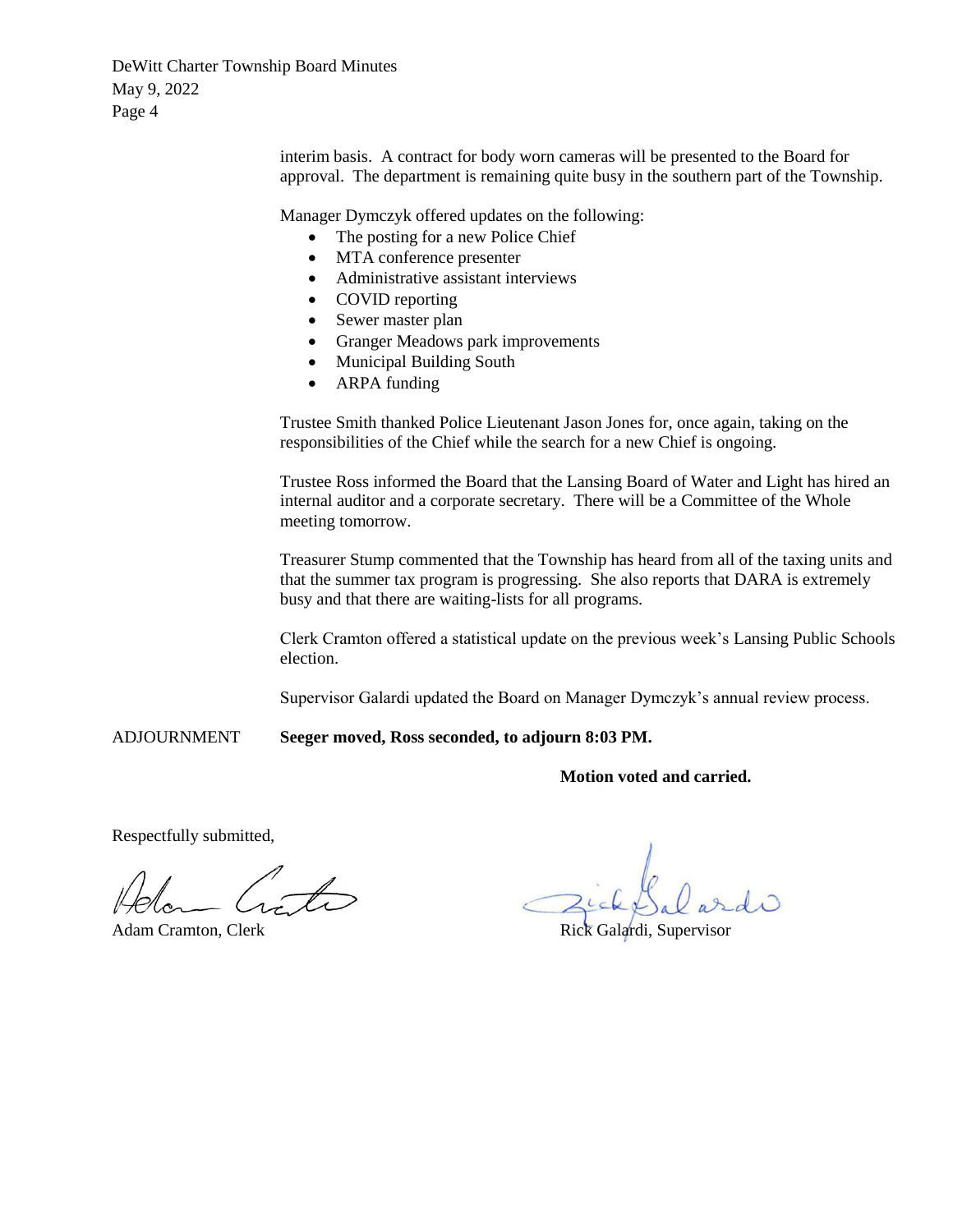interim basis. A contract for body worn cameras will be presented to the Board for approval. The department is remaining quite busy in the southern part of the Township.

Manager Dymczyk offered updates on the following:

- The posting for a new Police Chief
- MTA conference presenter
- Administrative assistant interviews
- COVID reporting
- Sewer master plan
- Granger Meadows park improvements
- Municipal Building South
- ARPA funding

Trustee Smith thanked Police Lieutenant Jason Jones for, once again, taking on the responsibilities of the Chief while the search for a new Chief is ongoing.

Trustee Ross informed the Board that the Lansing Board of Water and Light has hired an internal auditor and a corporate secretary. There will be a Committee of the Whole meeting tomorrow.

Treasurer Stump commented that the Township has heard from all of the taxing units and that the summer tax program is progressing. She also reports that DARA is extremely busy and that there are waiting-lists for all programs.

Clerk Cramton offered a statistical update on the previous week's Lansing Public Schools election.

Supervisor Galardi updated the Board on Manager Dymczyk's annual review process.

ADJOURNMENT **Seeger moved, Ross seconded, to adjourn 8:03 PM.**

**Motion voted and carried.**

Respectfully submitted,

Adam Cramton, Clerk

Rick Galardi, Supervisor